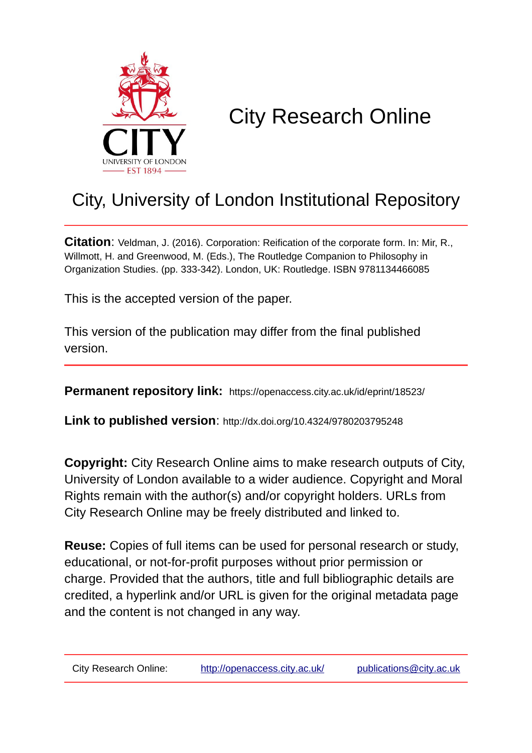# City Research Online

## City, University of London Institutional Repository

**Citation**: Veldman, J. (2016). Corporation: Reification of the corporate form. In: Mir, R., Willmott, H. and Greenwood, M. (Eds.), The Routledge Companion to Philosophy in Organization Studies. (pp. 333-342). London, UK: Routledge. ISBN 9781134466085

This is the accepted version of the paper.

This version of the publication may differ from the final published version.

**Permanent repository link:** https://openaccess.city.ac.uk/id/eprint/18523/

**Link to published version**: http://dx.doi.org/10.4324/9780203795248

**Copyright:** City Research Online aims to make research outputs of City, University of London available to a wider audience. Copyright and Moral Rights remain with the author(s) and/or copyright holders. URLs from City Research Online may be freely distributed and linked to.

**Reuse:** Copies of full items can be used for personal research or study, educational, or not-for-profit purposes without prior permission or charge. Provided that the authors, title and full bibliographic details are credited, a hyperlink and/or URL is given for the original metadata page and the content is not changed in any way.

City Research Online: http://openaccess.city.ac.uk/ publications@city.ac.uk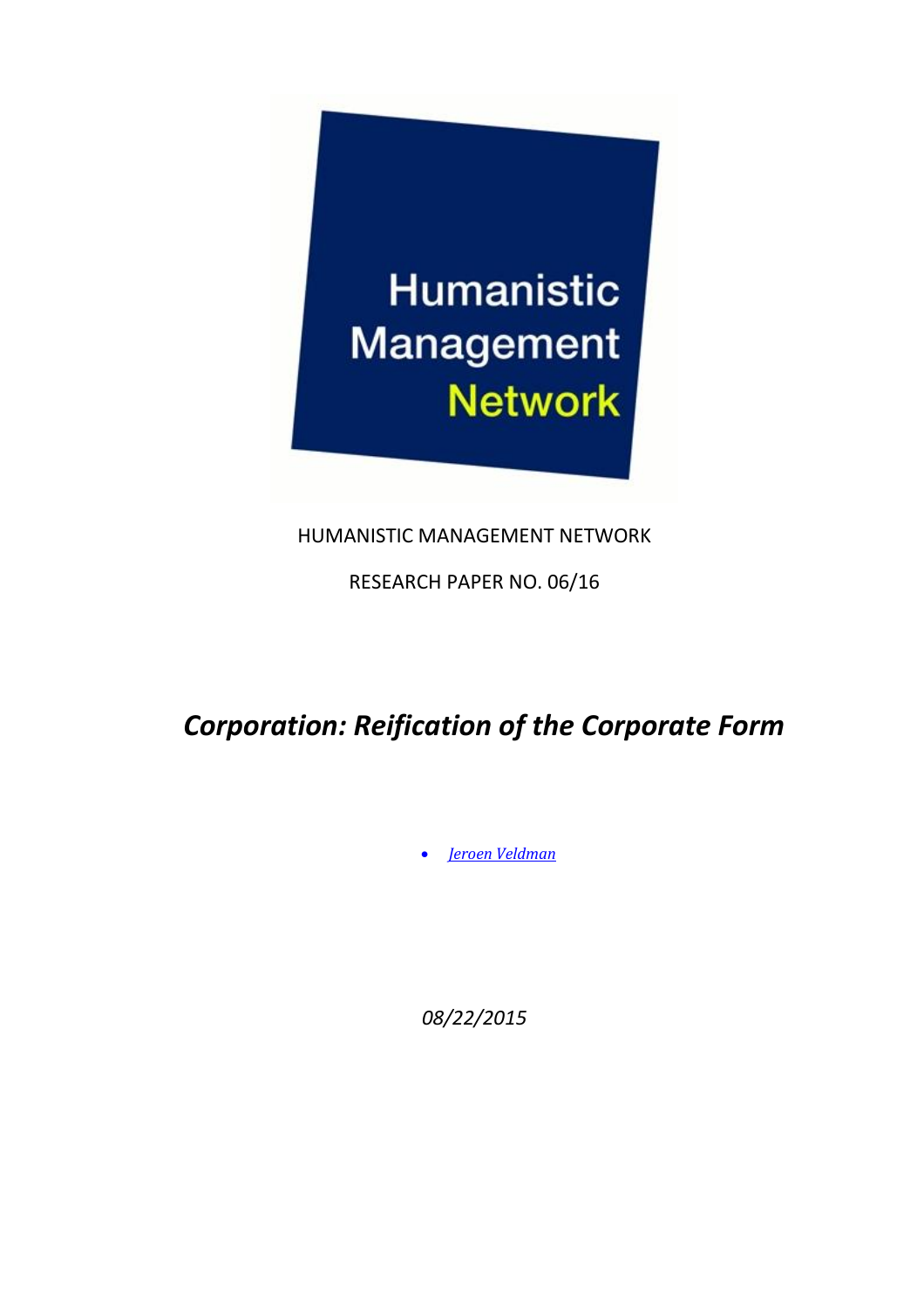HUMANISTIC MANAGEMENT NETWORK

RESEARCH PAPER NO. 06/16

# *Corporation: Reification of the Corporate Form*

- *Jeroen Veldman*

*08/22/2015*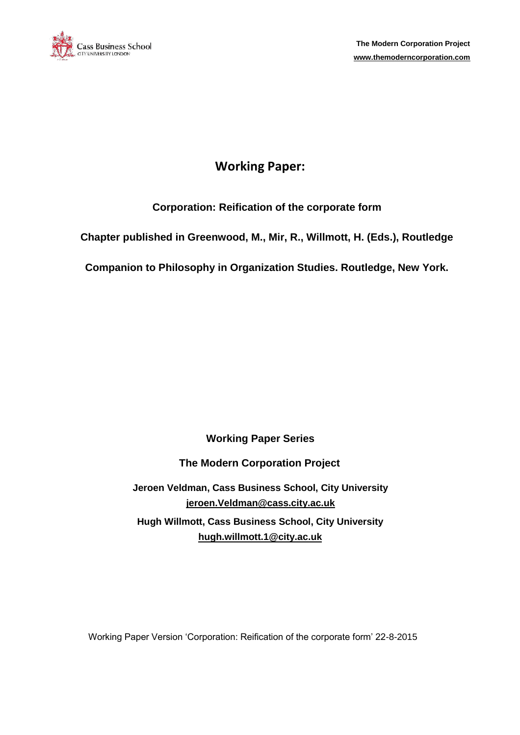# Working Paper:

**Corporation: Reification of the corporate form**

**Chapter published in Greenwood, M., Mir, R., Willmott, H. (Eds.), Routledge Companion to Philosophy in Organization Studies. Routledge, New York.**

**Working Paper Series**

**The Modern Corporation Project**

**Jeroen Veldman, Cass Business School, City University**
**jeroen.Veldman@cass.city.ac.uk**

**Hugh Willmott, Cass Business School, City University**
**hugh.willmott.1@city.ac.uk**

Working Paper Version 'Corporation: Reification of the corporate form' 22-8-2015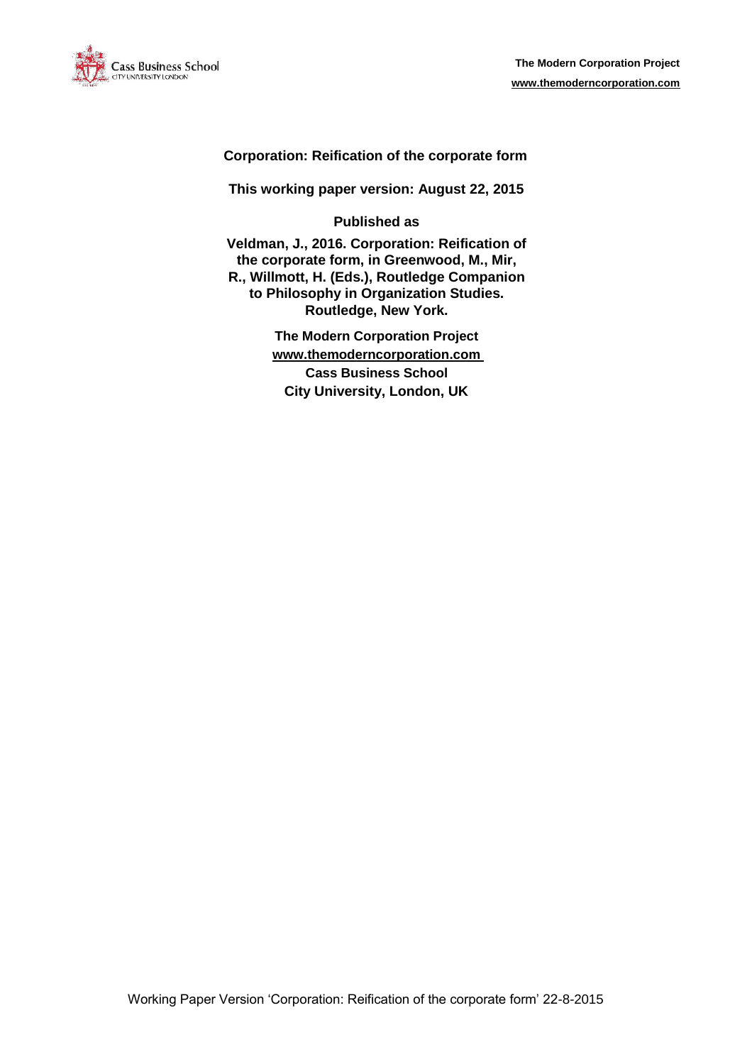**Corporation: Reification of the corporate form**

**This working paper version: August 22, 2015**

**Published as**

**Veldman, J., 2016. Corporation: Reification of the corporate form, in Greenwood, M., Mir, R., Willmott, H. (Eds.), Routledge Companion to Philosophy in Organization Studies. Routledge, New York.**

**The Modern Corporation Project**
**www.themoderncorporation.com**
**Cass Business School**
**City University, London, UK**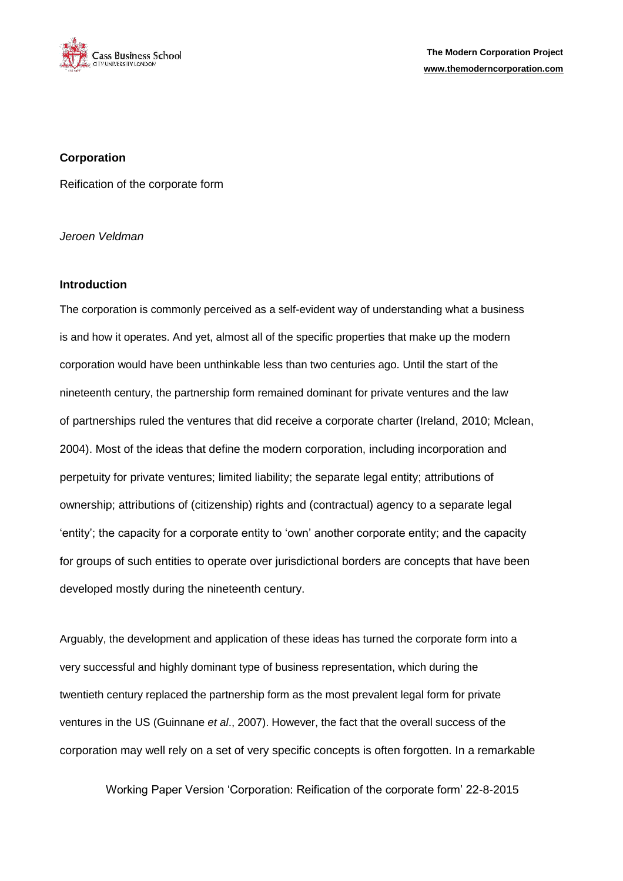**Corporation**

Reification of the corporate form

*Jeroen Veldman*

**Introduction**

The corporation is commonly perceived as a self-evident way of understanding what a business is and how it operates. And yet, almost all of the specific properties that make up the modern corporation would have been unthinkable less than two centuries ago. Until the start of the nineteenth century, the partnership form remained dominant for private ventures and the law of partnerships ruled the ventures that did receive a corporate charter (Ireland, 2010; Mclean, 2004). Most of the ideas that define the modern corporation, including incorporation and perpetuity for private ventures; limited liability; the separate legal entity; attributions of ownership; attributions of (citizenship) rights and (contractual) agency to a separate legal 'entity'; the capacity for a corporate entity to 'own' another corporate entity; and the capacity for groups of such entities to operate over jurisdictional borders are concepts that have been developed mostly during the nineteenth century.

Arguably, the development and application of these ideas has turned the corporate form into a very successful and highly dominant type of business representation, which during the twentieth century replaced the partnership form as the most prevalent legal form for private ventures in the US (Guinnane *et al*., 2007). However, the fact that the overall success of the corporation may well rely on a set of very specific concepts is often forgotten. In a remarkable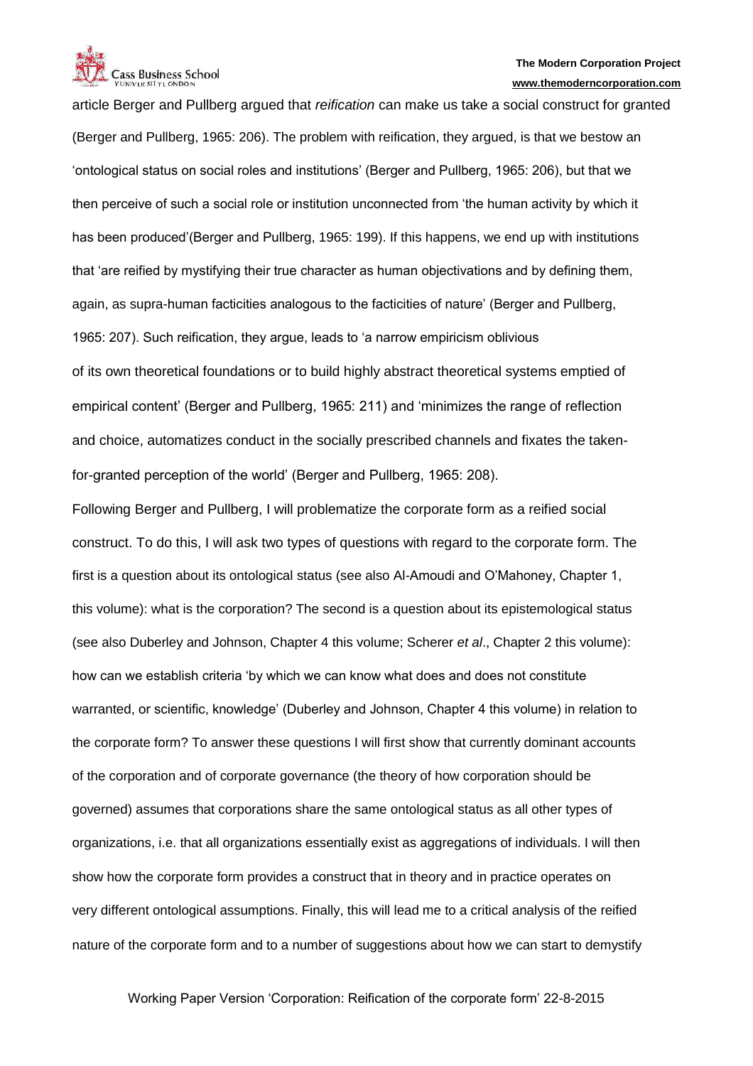article Berger and Pullberg argued that *reification* can make us take a social construct for granted (Berger and Pullberg, 1965: 206). The problem with reification, they argued, is that we bestow an 'ontological status on social roles and institutions' (Berger and Pullberg, 1965: 206), but that we then perceive of such a social role or institution unconnected from 'the human activity by which it has been produced'(Berger and Pullberg, 1965: 199). If this happens, we end up with institutions that 'are reified by mystifying their true character as human objectivations and by defining them, again, as supra-human facticities analogous to the facticities of nature' (Berger and Pullberg, 1965: 207). Such reification, they argue, leads to 'a narrow empiricism oblivious of its own theoretical foundations or to build highly abstract theoretical systems emptied of empirical content' (Berger and Pullberg, 1965: 211) and 'minimizes the range of reflection and choice, automatizes conduct in the socially prescribed channels and fixates the taken-for-granted perception of the world' (Berger and Pullberg, 1965: 208).

Following Berger and Pullberg, I will problematize the corporate form as a reified social construct. To do this, I will ask two types of questions with regard to the corporate form. The first is a question about its ontological status (see also Al-Amoudi and O'Mahoney, Chapter 1, this volume): what is the corporation? The second is a question about its epistemological status (see also Duberley and Johnson, Chapter 4 this volume; Scherer *et al*., Chapter 2 this volume): how can we establish criteria 'by which we can know what does and does not constitute warranted, or scientific, knowledge' (Duberley and Johnson, Chapter 4 this volume) in relation to the corporate form? To answer these questions I will first show that currently dominant accounts of the corporation and of corporate governance (the theory of how corporation should be governed) assumes that corporations share the same ontological status as all other types of organizations, i.e. that all organizations essentially exist as aggregations of individuals. I will then show how the corporate form provides a construct that in theory and in practice operates on very different ontological assumptions. Finally, this will lead me to a critical analysis of the reified nature of the corporate form and to a number of suggestions about how we can start to demystify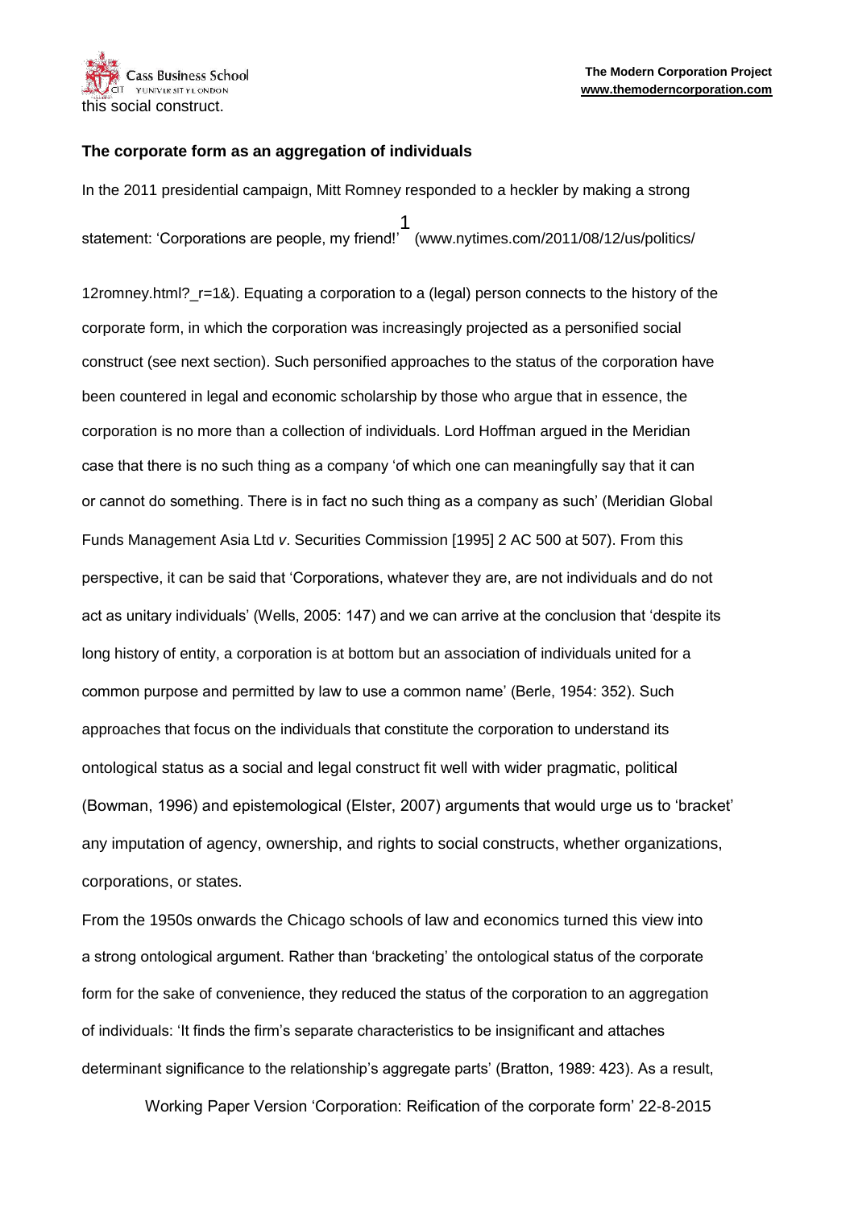this social construct.

**The corporate form as an aggregation of individuals**

In the 2011 presidential campaign, Mitt Romney responded to a heckler by making a strong statement: 'Corporations are people, my friend!'[1] (www.nytimes.com/2011/08/12/us/politics/12romney.html?_r=1&). Equating a corporation to a (legal) person connects to the history of the corporate form, in which the corporation was increasingly projected as a personified social construct (see next section). Such personified approaches to the status of the corporation have been countered in legal and economic scholarship by those who argue that in essence, the corporation is no more than a collection of individuals. Lord Hoffman argued in the Meridian case that there is no such thing as a company 'of which one can meaningfully say that it can or cannot do something. There is in fact no such thing as a company as such' (Meridian Global Funds Management Asia Ltd *v*. Securities Commission [1995] 2 AC 500 at 507). From this perspective, it can be said that 'Corporations, whatever they are, are not individuals and do not act as unitary individuals' (Wells, 2005: 147) and we can arrive at the conclusion that 'despite its long history of entity, a corporation is at bottom but an association of individuals united for a common purpose and permitted by law to use a common name' (Berle, 1954: 352). Such approaches that focus on the individuals that constitute the corporation to understand its ontological status as a social and legal construct fit well with wider pragmatic, political (Bowman, 1996) and epistemological (Elster, 2007) arguments that would urge us to 'bracket' any imputation of agency, ownership, and rights to social constructs, whether organizations, corporations, or states.

From the 1950s onwards the Chicago schools of law and economics turned this view into a strong ontological argument. Rather than 'bracketing' the ontological status of the corporate form for the sake of convenience, they reduced the status of the corporation to an aggregation of individuals: 'It finds the firm's separate characteristics to be insignificant and attaches determinant significance to the relationship's aggregate parts' (Bratton, 1989: 423). As a result,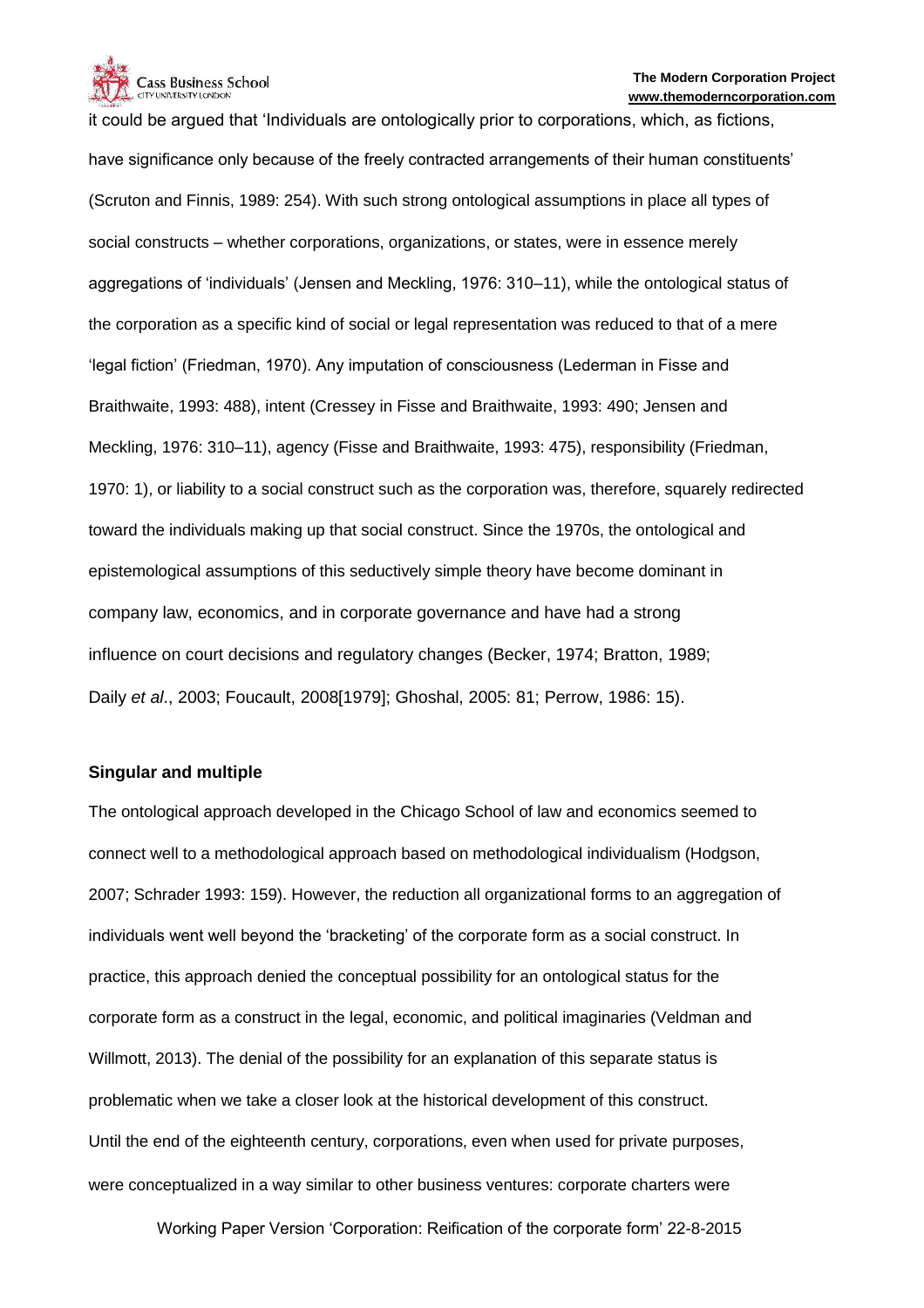it could be argued that 'Individuals are ontologically prior to corporations, which, as fictions, have significance only because of the freely contracted arrangements of their human constituents' (Scruton and Finnis, 1989: 254). With such strong ontological assumptions in place all types of social constructs – whether corporations, organizations, or states, were in essence merely aggregations of 'individuals' (Jensen and Meckling, 1976: 310–11), while the ontological status of the corporation as a specific kind of social or legal representation was reduced to that of a mere 'legal fiction' (Friedman, 1970). Any imputation of consciousness (Lederman in Fisse and Braithwaite, 1993: 488), intent (Cressey in Fisse and Braithwaite, 1993: 490; Jensen and Meckling, 1976: 310–11), agency (Fisse and Braithwaite, 1993: 475), responsibility (Friedman, 1970: 1), or liability to a social construct such as the corporation was, therefore, squarely redirected toward the individuals making up that social construct. Since the 1970s, the ontological and epistemological assumptions of this seductively simple theory have become dominant in company law, economics, and in corporate governance and have had a strong influence on court decisions and regulatory changes (Becker, 1974; Bratton, 1989; Daily *et al*., 2003; Foucault, 2008[1979]; Ghoshal, 2005: 81; Perrow, 1986: 15).

**Singular and multiple**

The ontological approach developed in the Chicago School of law and economics seemed to connect well to a methodological approach based on methodological individualism (Hodgson, 2007; Schrader 1993: 159). However, the reduction all organizational forms to an aggregation of individuals went well beyond the 'bracketing' of the corporate form as a social construct. In practice, this approach denied the conceptual possibility for an ontological status for the corporate form as a construct in the legal, economic, and political imaginaries (Veldman and Willmott, 2013). The denial of the possibility for an explanation of this separate status is problematic when we take a closer look at the historical development of this construct. Until the end of the eighteenth century, corporations, even when used for private purposes, were conceptualized in a way similar to other business ventures: corporate charters were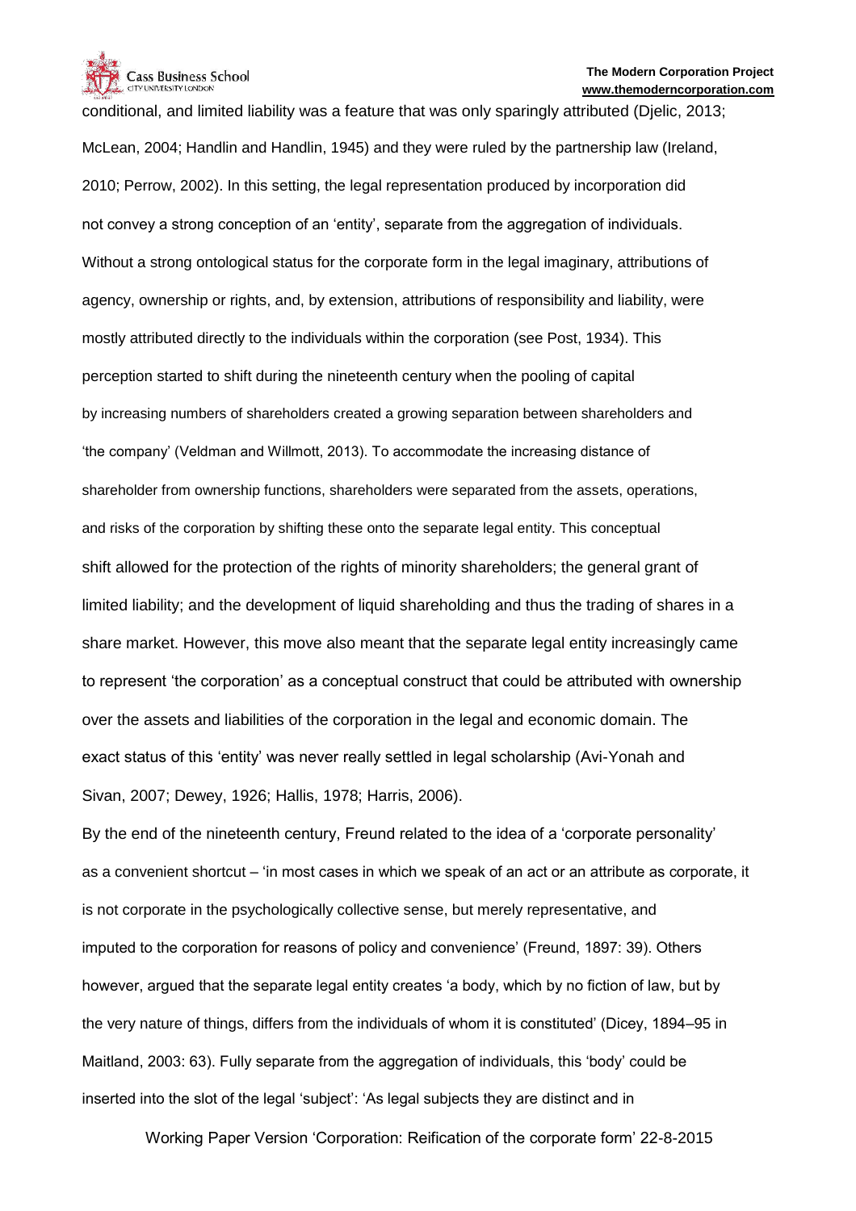conditional, and limited liability was a feature that was only sparingly attributed (Djelic, 2013; McLean, 2004; Handlin and Handlin, 1945) and they were ruled by the partnership law (Ireland, 2010; Perrow, 2002). In this setting, the legal representation produced by incorporation did not convey a strong conception of an 'entity', separate from the aggregation of individuals. Without a strong ontological status for the corporate form in the legal imaginary, attributions of agency, ownership or rights, and, by extension, attributions of responsibility and liability, were mostly attributed directly to the individuals within the corporation (see Post, 1934). This perception started to shift during the nineteenth century when the pooling of capital by increasing numbers of shareholders created a growing separation between shareholders and 'the company' (Veldman and Willmott, 2013). To accommodate the increasing distance of shareholder from ownership functions, shareholders were separated from the assets, operations, and risks of the corporation by shifting these onto the separate legal entity. This conceptual shift allowed for the protection of the rights of minority shareholders; the general grant of limited liability; and the development of liquid shareholding and thus the trading of shares in a share market. However, this move also meant that the separate legal entity increasingly came to represent 'the corporation' as a conceptual construct that could be attributed with ownership over the assets and liabilities of the corporation in the legal and economic domain. The exact status of this 'entity' was never really settled in legal scholarship (Avi-Yonah and Sivan, 2007; Dewey, 1926; Hallis, 1978; Harris, 2006).

By the end of the nineteenth century, Freund related to the idea of a 'corporate personality' as a convenient shortcut – 'in most cases in which we speak of an act or an attribute as corporate, it is not corporate in the psychologically collective sense, but merely representative, and imputed to the corporation for reasons of policy and convenience' (Freund, 1897: 39). Others however, argued that the separate legal entity creates 'a body, which by no fiction of law, but by the very nature of things, differs from the individuals of whom it is constituted' (Dicey, 1894–95 in Maitland, 2003: 63). Fully separate from the aggregation of individuals, this 'body' could be inserted into the slot of the legal 'subject': 'As legal subjects they are distinct and in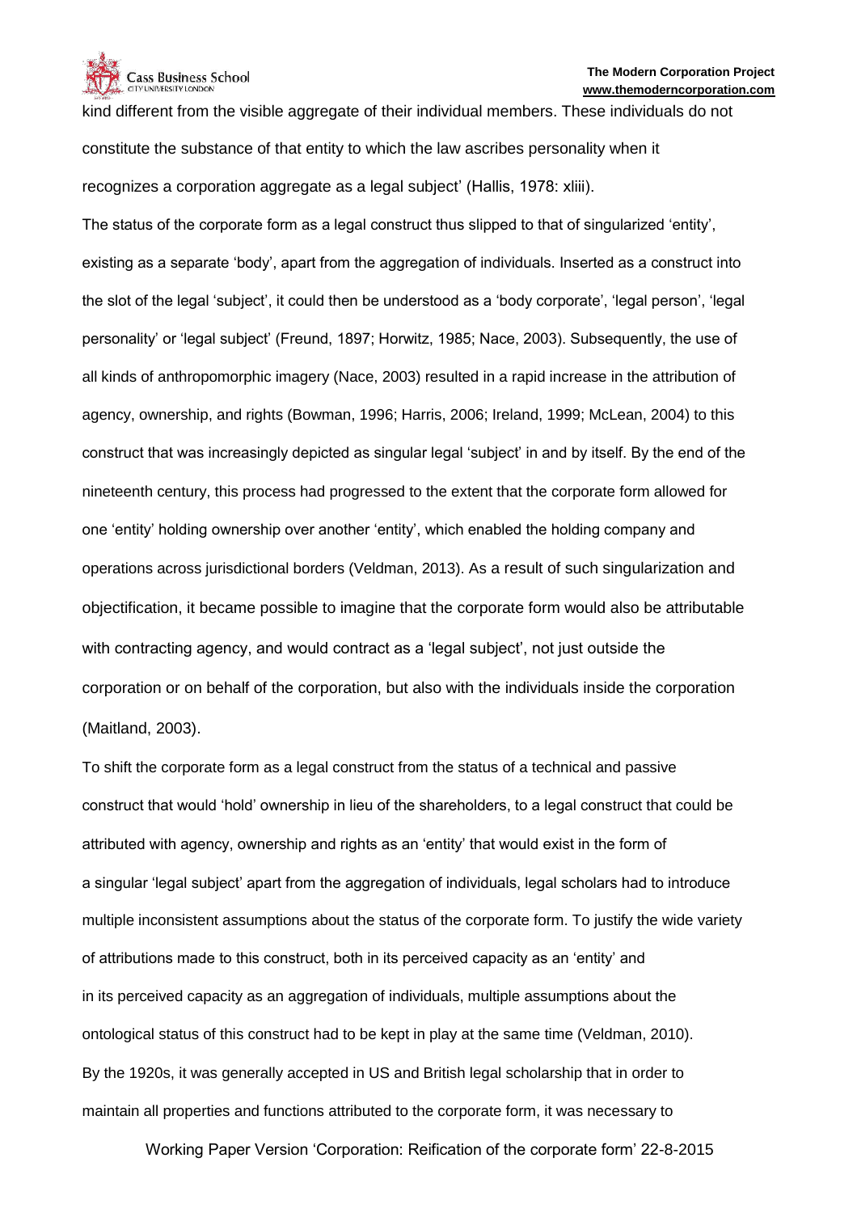kind different from the visible aggregate of their individual members. These individuals do not constitute the substance of that entity to which the law ascribes personality when it recognizes a corporation aggregate as a legal subject' (Hallis, 1978: xliii).

The status of the corporate form as a legal construct thus slipped to that of singularized 'entity', existing as a separate 'body', apart from the aggregation of individuals. Inserted as a construct into the slot of the legal 'subject', it could then be understood as a 'body corporate', 'legal person', 'legal personality' or 'legal subject' (Freund, 1897; Horwitz, 1985; Nace, 2003). Subsequently, the use of all kinds of anthropomorphic imagery (Nace, 2003) resulted in a rapid increase in the attribution of agency, ownership, and rights (Bowman, 1996; Harris, 2006; Ireland, 1999; McLean, 2004) to this construct that was increasingly depicted as singular legal 'subject' in and by itself. By the end of the nineteenth century, this process had progressed to the extent that the corporate form allowed for one 'entity' holding ownership over another 'entity', which enabled the holding company and operations across jurisdictional borders (Veldman, 2013). As a result of such singularization and objectification, it became possible to imagine that the corporate form would also be attributable with contracting agency, and would contract as a 'legal subject', not just outside the corporation or on behalf of the corporation, but also with the individuals inside the corporation (Maitland, 2003).

To shift the corporate form as a legal construct from the status of a technical and passive construct that would 'hold' ownership in lieu of the shareholders, to a legal construct that could be attributed with agency, ownership and rights as an 'entity' that would exist in the form of a singular 'legal subject' apart from the aggregation of individuals, legal scholars had to introduce multiple inconsistent assumptions about the status of the corporate form. To justify the wide variety of attributions made to this construct, both in its perceived capacity as an 'entity' and in its perceived capacity as an aggregation of individuals, multiple assumptions about the ontological status of this construct had to be kept in play at the same time (Veldman, 2010). By the 1920s, it was generally accepted in US and British legal scholarship that in order to maintain all properties and functions attributed to the corporate form, it was necessary to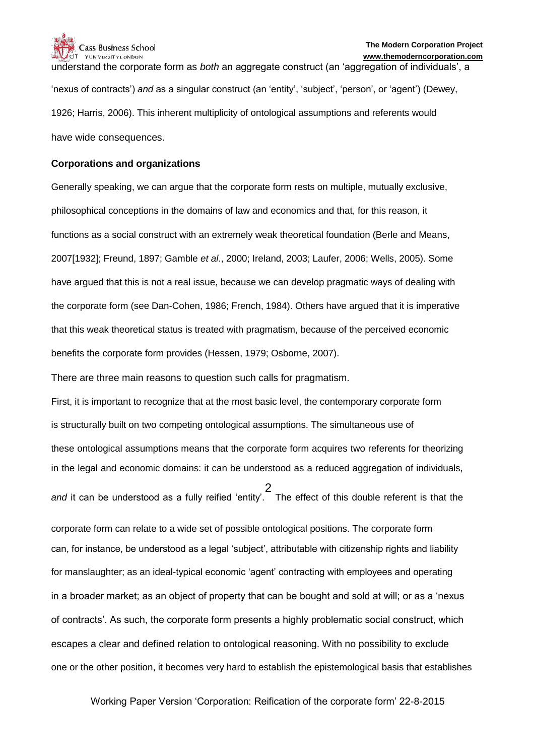understand the corporate form as *both* an aggregate construct (an 'aggregation of individuals', a 'nexus of contracts') *and* as a singular construct (an 'entity', 'subject', 'person', or 'agent') (Dewey, 1926; Harris, 2006). This inherent multiplicity of ontological assumptions and referents would have wide consequences.

**Corporations and organizations**

Generally speaking, we can argue that the corporate form rests on multiple, mutually exclusive, philosophical conceptions in the domains of law and economics and that, for this reason, it functions as a social construct with an extremely weak theoretical foundation (Berle and Means, 2007[1932]; Freund, 1897; Gamble *et al*., 2000; Ireland, 2003; Laufer, 2006; Wells, 2005). Some have argued that this is not a real issue, because we can develop pragmatic ways of dealing with the corporate form (see Dan-Cohen, 1986; French, 1984). Others have argued that it is imperative that this weak theoretical status is treated with pragmatism, because of the perceived economic benefits the corporate form provides (Hessen, 1979; Osborne, 2007).

There are three main reasons to question such calls for pragmatism.

First, it is important to recognize that at the most basic level, the contemporary corporate form is structurally built on two competing ontological assumptions. The simultaneous use of these ontological assumptions means that the corporate form acquires two referents for theorizing in the legal and economic domains: it can be understood as a reduced aggregation of individuals, *and* it can be understood as a fully reified 'entity'.[2] The effect of this double referent is that the corporate form can relate to a wide set of possible ontological positions. The corporate form can, for instance, be understood as a legal 'subject', attributable with citizenship rights and liability for manslaughter; as an ideal-typical economic 'agent' contracting with employees and operating in a broader market; as an object of property that can be bought and sold at will; or as a 'nexus of contracts'. As such, the corporate form presents a highly problematic social construct, which escapes a clear and defined relation to ontological reasoning. With no possibility to exclude one or the other position, it becomes very hard to establish the epistemological basis that establishes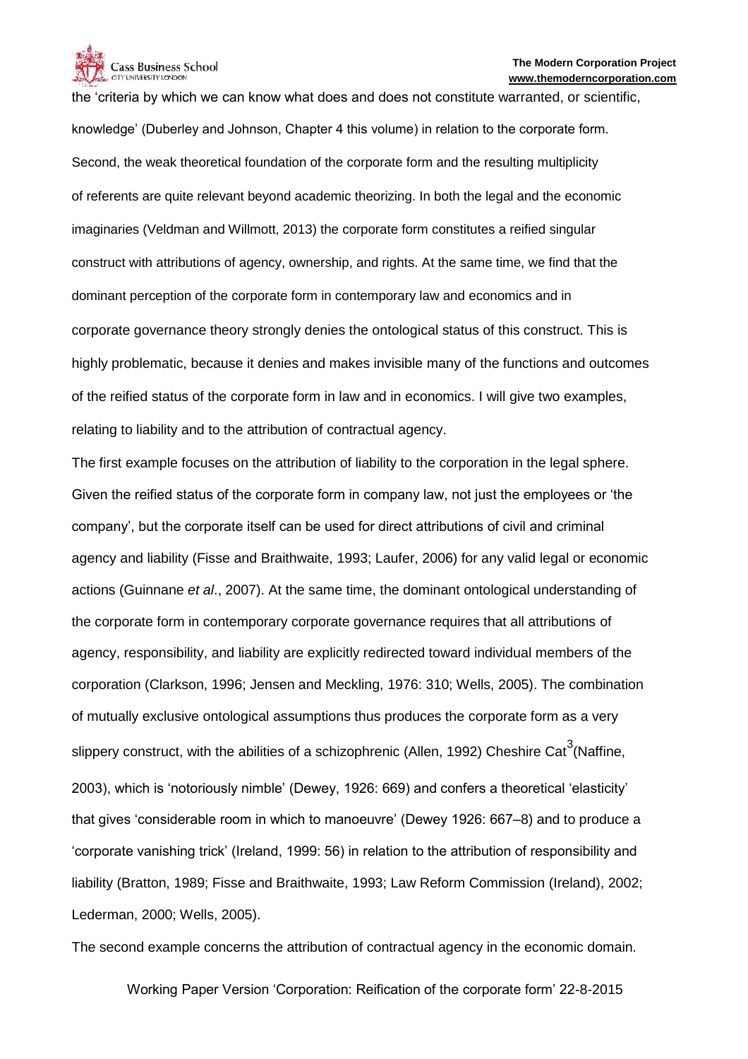the 'criteria by which we can know what does and does not constitute warranted, or scientific, knowledge' (Duberley and Johnson, Chapter 4 this volume) in relation to the corporate form. Second, the weak theoretical foundation of the corporate form and the resulting multiplicity of referents are quite relevant beyond academic theorizing. In both the legal and the economic imaginaries (Veldman and Willmott, 2013) the corporate form constitutes a reified singular construct with attributions of agency, ownership, and rights. At the same time, we find that the dominant perception of the corporate form in contemporary law and economics and in corporate governance theory strongly denies the ontological status of this construct. This is highly problematic, because it denies and makes invisible many of the functions and outcomes of the reified status of the corporate form in law and in economics. I will give two examples, relating to liability and to the attribution of contractual agency.

The first example focuses on the attribution of liability to the corporation in the legal sphere. Given the reified status of the corporate form in company law, not just the employees or 'the company', but the corporate itself can be used for direct attributions of civil and criminal agency and liability (Fisse and Braithwaite, 1993; Laufer, 2006) for any valid legal or economic actions (Guinnane *et al*., 2007). At the same time, the dominant ontological understanding of the corporate form in contemporary corporate governance requires that all attributions of agency, responsibility, and liability are explicitly redirected toward individual members of the corporation (Clarkson, 1996; Jensen and Meckling, 1976: 310; Wells, 2005). The combination of mutually exclusive ontological assumptions thus produces the corporate form as a very slippery construct, with the abilities of a schizophrenic (Allen, 1992) Cheshire Cat[3](Naffine, 2003), which is 'notoriously nimble' (Dewey, 1926: 669) and confers a theoretical 'elasticity' that gives 'considerable room in which to manoeuvre' (Dewey 1926: 667–8) and to produce a 'corporate vanishing trick' (Ireland, 1999: 56) in relation to the attribution of responsibility and liability (Bratton, 1989; Fisse and Braithwaite, 1993; Law Reform Commission (Ireland), 2002; Lederman, 2000; Wells, 2005).

The second example concerns the attribution of contractual agency in the economic domain.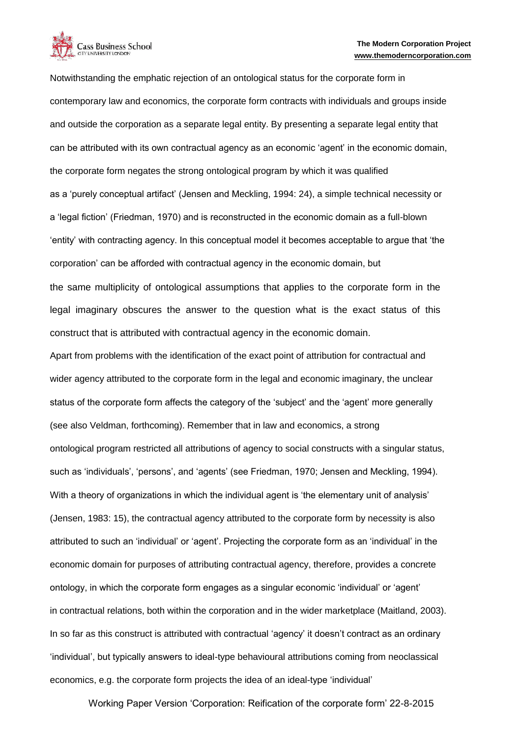Notwithstanding the emphatic rejection of an ontological status for the corporate form in contemporary law and economics, the corporate form contracts with individuals and groups inside and outside the corporation as a separate legal entity. By presenting a separate legal entity that can be attributed with its own contractual agency as an economic 'agent' in the economic domain, the corporate form negates the strong ontological program by which it was qualified as a 'purely conceptual artifact' (Jensen and Meckling, 1994: 24), a simple technical necessity or a 'legal fiction' (Friedman, 1970) and is reconstructed in the economic domain as a full-blown 'entity' with contracting agency. In this conceptual model it becomes acceptable to argue that 'the corporation' can be afforded with contractual agency in the economic domain, but the same multiplicity of ontological assumptions that applies to the corporate form in the legal imaginary obscures the answer to the question what is the exact status of this construct that is attributed with contractual agency in the economic domain.

Apart from problems with the identification of the exact point of attribution for contractual and wider agency attributed to the corporate form in the legal and economic imaginary, the unclear status of the corporate form affects the category of the 'subject' and the 'agent' more generally (see also Veldman, forthcoming). Remember that in law and economics, a strong ontological program restricted all attributions of agency to social constructs with a singular status, such as 'individuals', 'persons', and 'agents' (see Friedman, 1970; Jensen and Meckling, 1994). With a theory of organizations in which the individual agent is 'the elementary unit of analysis' (Jensen, 1983: 15), the contractual agency attributed to the corporate form by necessity is also attributed to such an 'individual' or 'agent'. Projecting the corporate form as an 'individual' in the economic domain for purposes of attributing contractual agency, therefore, provides a concrete ontology, in which the corporate form engages as a singular economic 'individual' or 'agent' in contractual relations, both within the corporation and in the wider marketplace (Maitland, 2003). In so far as this construct is attributed with contractual 'agency' it doesn't contract as an ordinary 'individual', but typically answers to ideal-type behavioural attributions coming from neoclassical economics, e.g. the corporate form projects the idea of an ideal-type 'individual'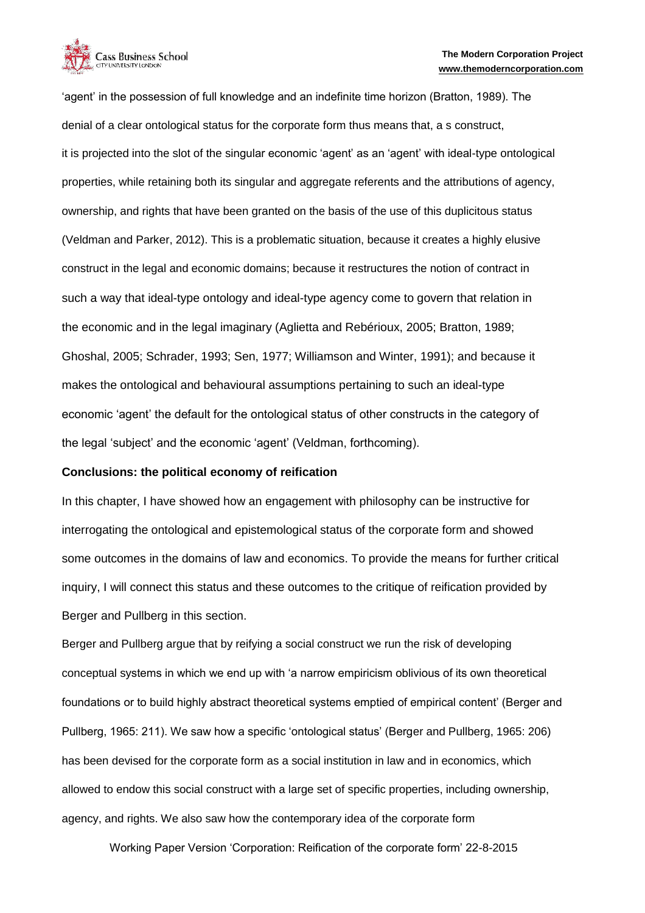'agent' in the possession of full knowledge and an indefinite time horizon (Bratton, 1989). The denial of a clear ontological status for the corporate form thus means that, a s construct, it is projected into the slot of the singular economic 'agent' as an 'agent' with ideal-type ontological properties, while retaining both its singular and aggregate referents and the attributions of agency, ownership, and rights that have been granted on the basis of the use of this duplicitous status (Veldman and Parker, 2012). This is a problematic situation, because it creates a highly elusive construct in the legal and economic domains; because it restructures the notion of contract in such a way that ideal-type ontology and ideal-type agency come to govern that relation in the economic and in the legal imaginary (Aglietta and Rebérioux, 2005; Bratton, 1989; Ghoshal, 2005; Schrader, 1993; Sen, 1977; Williamson and Winter, 1991); and because it makes the ontological and behavioural assumptions pertaining to such an ideal-type economic 'agent' the default for the ontological status of other constructs in the category of the legal 'subject' and the economic 'agent' (Veldman, forthcoming).

**Conclusions: the political economy of reification**

In this chapter, I have showed how an engagement with philosophy can be instructive for interrogating the ontological and epistemological status of the corporate form and showed some outcomes in the domains of law and economics. To provide the means for further critical inquiry, I will connect this status and these outcomes to the critique of reification provided by Berger and Pullberg in this section.

Berger and Pullberg argue that by reifying a social construct we run the risk of developing conceptual systems in which we end up with 'a narrow empiricism oblivious of its own theoretical foundations or to build highly abstract theoretical systems emptied of empirical content' (Berger and Pullberg, 1965: 211). We saw how a specific 'ontological status' (Berger and Pullberg, 1965: 206) has been devised for the corporate form as a social institution in law and in economics, which allowed to endow this social construct with a large set of specific properties, including ownership, agency, and rights. We also saw how the contemporary idea of the corporate form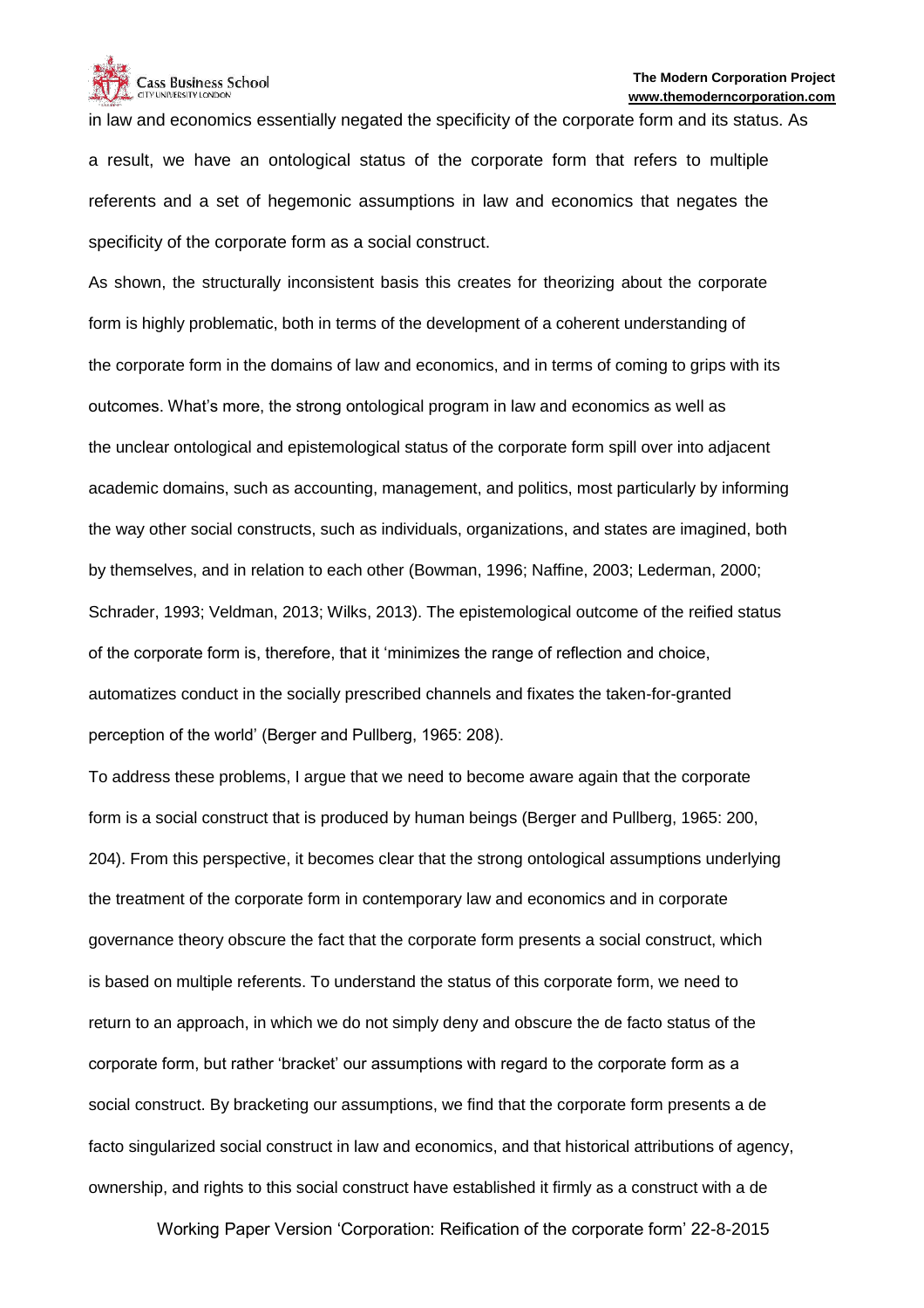in law and economics essentially negated the specificity of the corporate form and its status. As a result, we have an ontological status of the corporate form that refers to multiple referents and a set of hegemonic assumptions in law and economics that negates the specificity of the corporate form as a social construct.

As shown, the structurally inconsistent basis this creates for theorizing about the corporate form is highly problematic, both in terms of the development of a coherent understanding of the corporate form in the domains of law and economics, and in terms of coming to grips with its outcomes. What's more, the strong ontological program in law and economics as well as the unclear ontological and epistemological status of the corporate form spill over into adjacent academic domains, such as accounting, management, and politics, most particularly by informing the way other social constructs, such as individuals, organizations, and states are imagined, both by themselves, and in relation to each other (Bowman, 1996; Naffine, 2003; Lederman, 2000; Schrader, 1993; Veldman, 2013; Wilks, 2013). The epistemological outcome of the reified status of the corporate form is, therefore, that it 'minimizes the range of reflection and choice, automatizes conduct in the socially prescribed channels and fixates the taken-for-granted perception of the world' (Berger and Pullberg, 1965: 208).

To address these problems, I argue that we need to become aware again that the corporate form is a social construct that is produced by human beings (Berger and Pullberg, 1965: 200, 204). From this perspective, it becomes clear that the strong ontological assumptions underlying the treatment of the corporate form in contemporary law and economics and in corporate governance theory obscure the fact that the corporate form presents a social construct, which is based on multiple referents. To understand the status of this corporate form, we need to return to an approach, in which we do not simply deny and obscure the de facto status of the corporate form, but rather 'bracket' our assumptions with regard to the corporate form as a social construct. By bracketing our assumptions, we find that the corporate form presents a de facto singularized social construct in law and economics, and that historical attributions of agency, ownership, and rights to this social construct have established it firmly as a construct with a de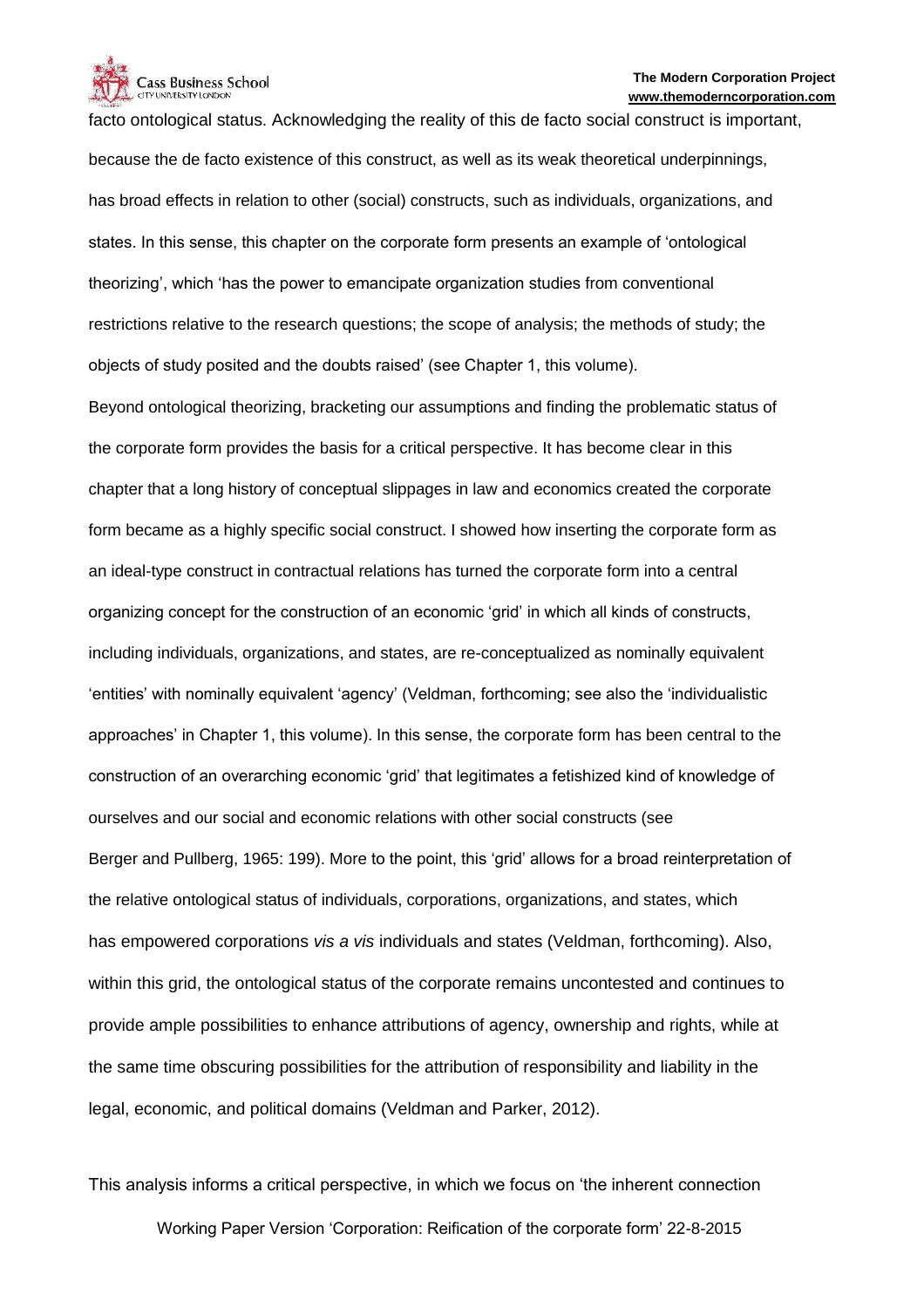facto ontological status. Acknowledging the reality of this de facto social construct is important, because the de facto existence of this construct, as well as its weak theoretical underpinnings, has broad effects in relation to other (social) constructs, such as individuals, organizations, and states. In this sense, this chapter on the corporate form presents an example of 'ontological theorizing', which 'has the power to emancipate organization studies from conventional restrictions relative to the research questions; the scope of analysis; the methods of study; the objects of study posited and the doubts raised' (see Chapter 1, this volume).

Beyond ontological theorizing, bracketing our assumptions and finding the problematic status of the corporate form provides the basis for a critical perspective. It has become clear in this chapter that a long history of conceptual slippages in law and economics created the corporate form became as a highly specific social construct. I showed how inserting the corporate form as an ideal-type construct in contractual relations has turned the corporate form into a central organizing concept for the construction of an economic 'grid' in which all kinds of constructs, including individuals, organizations, and states, are re-conceptualized as nominally equivalent 'entities' with nominally equivalent 'agency' (Veldman, forthcoming; see also the 'individualistic approaches' in Chapter 1, this volume). In this sense, the corporate form has been central to the construction of an overarching economic 'grid' that legitimates a fetishized kind of knowledge of ourselves and our social and economic relations with other social constructs (see Berger and Pullberg, 1965: 199). More to the point, this 'grid' allows for a broad reinterpretation of the relative ontological status of individuals, corporations, organizations, and states, which has empowered corporations *vis a vis* individuals and states (Veldman, forthcoming). Also, within this grid, the ontological status of the corporate remains uncontested and continues to provide ample possibilities to enhance attributions of agency, ownership and rights, while at the same time obscuring possibilities for the attribution of responsibility and liability in the legal, economic, and political domains (Veldman and Parker, 2012).

This analysis informs a critical perspective, in which we focus on 'the inherent connection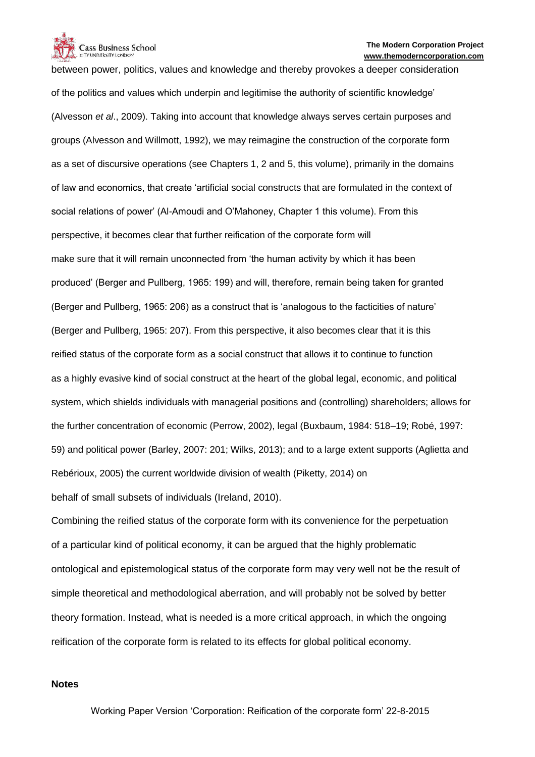between power, politics, values and knowledge and thereby provokes a deeper consideration of the politics and values which underpin and legitimise the authority of scientific knowledge' (Alvesson *et al*., 2009). Taking into account that knowledge always serves certain purposes and groups (Alvesson and Willmott, 1992), we may reimagine the construction of the corporate form as a set of discursive operations (see Chapters 1, 2 and 5, this volume), primarily in the domains of law and economics, that create 'artificial social constructs that are formulated in the context of social relations of power' (Al-Amoudi and O'Mahoney, Chapter 1 this volume). From this perspective, it becomes clear that further reification of the corporate form will make sure that it will remain unconnected from 'the human activity by which it has been produced' (Berger and Pullberg, 1965: 199) and will, therefore, remain being taken for granted (Berger and Pullberg, 1965: 206) as a construct that is 'analogous to the facticities of nature' (Berger and Pullberg, 1965: 207). From this perspective, it also becomes clear that it is this reified status of the corporate form as a social construct that allows it to continue to function as a highly evasive kind of social construct at the heart of the global legal, economic, and political system, which shields individuals with managerial positions and (controlling) shareholders; allows for the further concentration of economic (Perrow, 2002), legal (Buxbaum, 1984: 518–19; Robé, 1997: 59) and political power (Barley, 2007: 201; Wilks, 2013); and to a large extent supports (Aglietta and Rebérioux, 2005) the current worldwide division of wealth (Piketty, 2014) on behalf of small subsets of individuals (Ireland, 2010).

Combining the reified status of the corporate form with its convenience for the perpetuation of a particular kind of political economy, it can be argued that the highly problematic ontological and epistemological status of the corporate form may very well not be the result of simple theoretical and methodological aberration, and will probably not be solved by better theory formation. Instead, what is needed is a more critical approach, in which the ongoing reification of the corporate form is related to its effects for global political economy.

**Notes**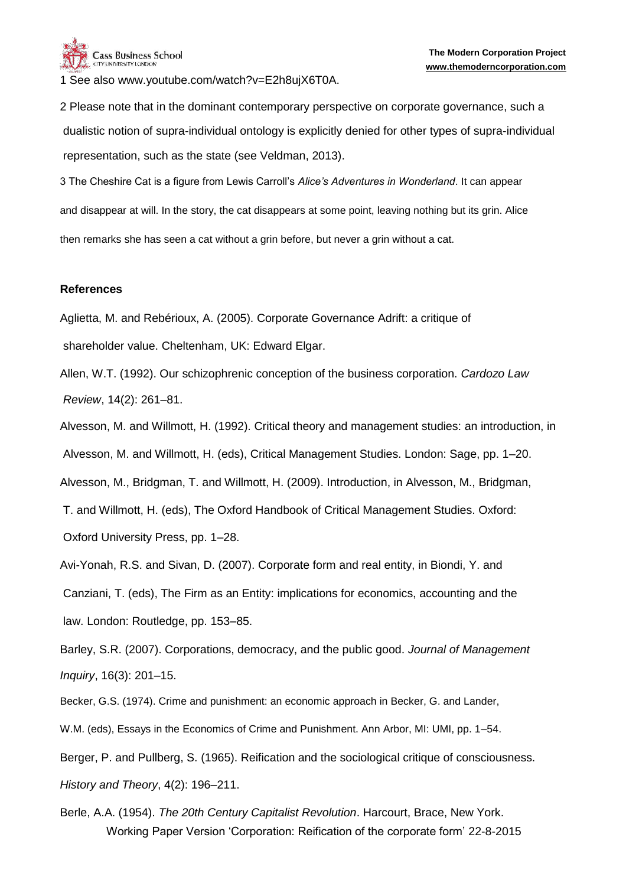1 See also www.youtube.com/watch?v=E2h8ujX6T0A.

2 Please note that in the dominant contemporary perspective on corporate governance, such a dualistic notion of supra-individual ontology is explicitly denied for other types of supra-individual representation, such as the state (see Veldman, 2013).

3 The Cheshire Cat is a figure from Lewis Carroll's *Alice's Adventures in Wonderland*. It can appear and disappear at will. In the story, the cat disappears at some point, leaving nothing but its grin. Alice then remarks she has seen a cat without a grin before, but never a grin without a cat.

## References

Aglietta, M. and Rebérioux, A. (2005). Corporate Governance Adrift: a critique of shareholder value. Cheltenham, UK: Edward Elgar.

Allen, W.T. (1992). Our schizophrenic conception of the business corporation. *Cardozo Law Review*, 14(2): 261–81.

Alvesson, M. and Willmott, H. (1992). Critical theory and management studies: an introduction, in Alvesson, M. and Willmott, H. (eds), Critical Management Studies. London: Sage, pp. 1–20.

Alvesson, M., Bridgman, T. and Willmott, H. (2009). Introduction, in Alvesson, M., Bridgman, T. and Willmott, H. (eds), The Oxford Handbook of Critical Management Studies. Oxford: Oxford University Press, pp. 1–28.

Avi-Yonah, R.S. and Sivan, D. (2007). Corporate form and real entity, in Biondi, Y. and Canziani, T. (eds), The Firm as an Entity: implications for economics, accounting and the law. London: Routledge, pp. 153–85.

Barley, S.R. (2007). Corporations, democracy, and the public good. *Journal of Management Inquiry*, 16(3): 201–15.

Becker, G.S. (1974). Crime and punishment: an economic approach in Becker, G. and Lander, W.M. (eds), Essays in the Economics of Crime and Punishment. Ann Arbor, MI: UMI, pp. 1–54.

Berger, P. and Pullberg, S. (1965). Reification and the sociological critique of consciousness. *History and Theory*, 4(2): 196–211.

Berle, A.A. (1954). *The 20th Century Capitalist Revolution*. Harcourt, Brace, New York.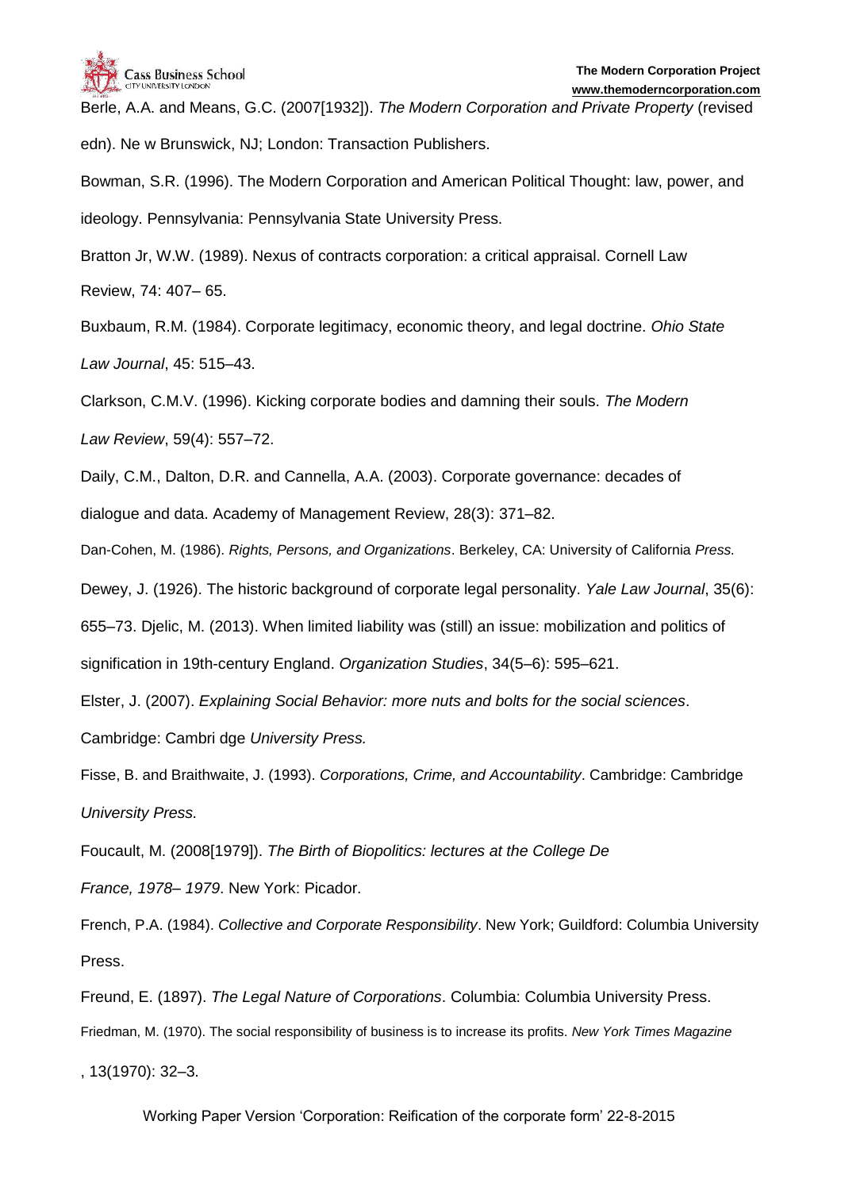Berle, A.A. and Means, G.C. (2007[1932]). *The Modern Corporation and Private Property* (revised edn). Ne w Brunswick, NJ; London: Transaction Publishers.

Bowman, S.R. (1996). The Modern Corporation and American Political Thought: law, power, and ideology. Pennsylvania: Pennsylvania State University Press.

Bratton Jr, W.W. (1989). Nexus of contracts corporation: a critical appraisal. Cornell Law Review, 74: 407– 65.

Buxbaum, R.M. (1984). Corporate legitimacy, economic theory, and legal doctrine. *Ohio State Law Journal*, 45: 515–43.

Clarkson, C.M.V. (1996). Kicking corporate bodies and damning their souls. *The Modern Law Review*, 59(4): 557–72.

Daily, C.M., Dalton, D.R. and Cannella, A.A. (2003). Corporate governance: decades of dialogue and data. Academy of Management Review, 28(3): 371–82.

Dan-Cohen, M. (1986). *Rights, Persons, and Organizations*. Berkeley, CA: University of California *Press.*

Dewey, J. (1926). The historic background of corporate legal personality. *Yale Law Journal*, 35(6): 655–73. Djelic, M. (2013). When limited liability was (still) an issue: mobilization and politics of signification in 19th-century England. *Organization Studies*, 34(5–6): 595–621.

Elster, J. (2007). *Explaining Social Behavior: more nuts and bolts for the social sciences*. Cambridge: Cambri dge *University Press.*

Fisse, B. and Braithwaite, J. (1993). *Corporations, Crime, and Accountability*. Cambridge: Cambridge *University Press.*

Foucault, M. (2008[1979]). *The Birth of Biopolitics: lectures at the College De France, 1978– 1979*. New York: Picador.

French, P.A. (1984). *Collective and Corporate Responsibility*. New York; Guildford: Columbia University Press.

Freund, E. (1897). *The Legal Nature of Corporations*. Columbia: Columbia University Press.

Friedman, M. (1970). The social responsibility of business is to increase its profits. *New York Times Magazine* , 13(1970): 32–3.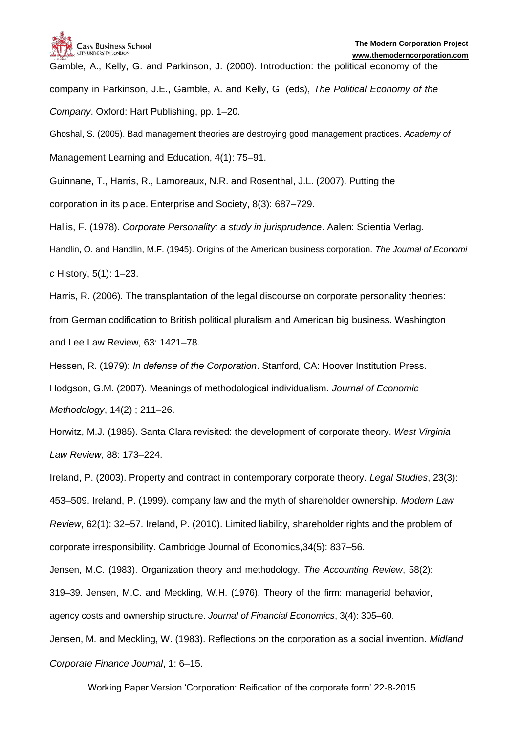Gamble, A., Kelly, G. and Parkinson, J. (2000). Introduction: the political economy of the company in Parkinson, J.E., Gamble, A. and Kelly, G. (eds), *The Political Economy of the Company*. Oxford: Hart Publishing, pp. 1–20.

Ghoshal, S. (2005). Bad management theories are destroying good management practices. *Academy of* Management Learning and Education, 4(1): 75–91.

Guinnane, T., Harris, R., Lamoreaux, N.R. and Rosenthal, J.L. (2007). Putting the corporation in its place. Enterprise and Society, 8(3): 687–729.

Hallis, F. (1978). *Corporate Personality: a study in jurisprudence*. Aalen: Scientia Verlag.

Handlin, O. and Handlin, M.F. (1945). Origins of the American business corporation. *The Journal of Economic* History, 5(1): 1–23.

Harris, R. (2006). The transplantation of the legal discourse on corporate personality theories: from German codification to British political pluralism and American big business. Washington and Lee Law Review, 63: 1421–78.

Hessen, R. (1979): *In defense of the Corporation*. Stanford, CA: Hoover Institution Press.

Hodgson, G.M. (2007). Meanings of methodological individualism. *Journal of Economic Methodology*, 14(2) ; 211–26.

Horwitz, M.J. (1985). Santa Clara revisited: the development of corporate theory. *West Virginia Law Review*, 88: 173–224.

Ireland, P. (2003). Property and contract in contemporary corporate theory. *Legal Studies*, 23(3): 453–509. Ireland, P. (1999). company law and the myth of shareholder ownership. *Modern Law Review*, 62(1): 32–57. Ireland, P. (2010). Limited liability, shareholder rights and the problem of corporate irresponsibility. Cambridge Journal of Economics,34(5): 837–56.

Jensen, M.C. (1983). Organization theory and methodology. *The Accounting Review*, 58(2): 319–39. Jensen, M.C. and Meckling, W.H. (1976). Theory of the firm: managerial behavior, agency costs and ownership structure. *Journal of Financial Economics*, 3(4): 305–60.

Jensen, M. and Meckling, W. (1983). Reflections on the corporation as a social invention. *Midland Corporate Finance Journal*, 1: 6–15.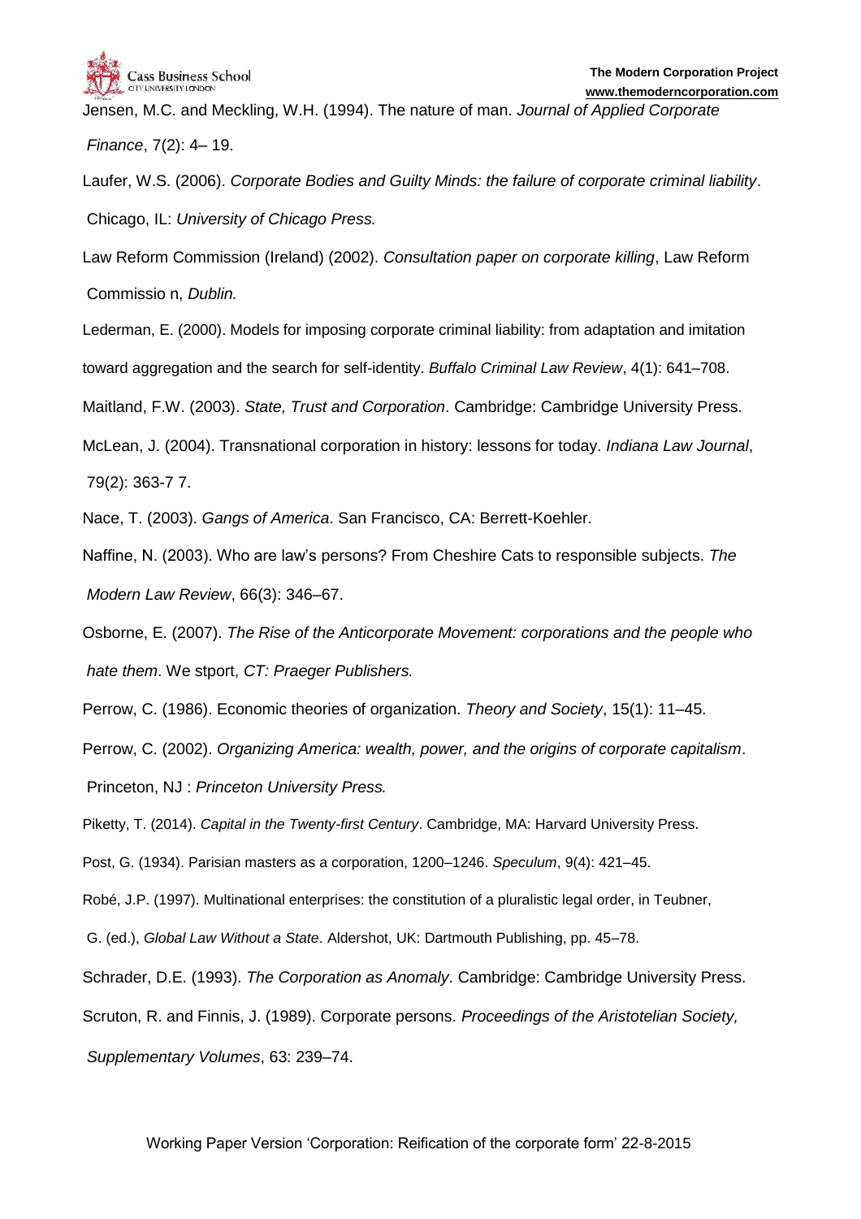Jensen, M.C. and Meckling, W.H. (1994). The nature of man. *Journal of Applied Corporate Finance*, 7(2): 4– 19.

Laufer, W.S. (2006). *Corporate Bodies and Guilty Minds: the failure of corporate criminal liability*. Chicago, IL: *University of Chicago Press.*

Law Reform Commission (Ireland) (2002). *Consultation paper on corporate killing*, Law Reform Commissio n, *Dublin.*

Lederman, E. (2000). Models for imposing corporate criminal liability: from adaptation and imitation toward aggregation and the search for self-identity. *Buffalo Criminal Law Review*, 4(1): 641–708.

Maitland, F.W. (2003). *State, Trust and Corporation*. Cambridge: Cambridge University Press.

McLean, J. (2004). Transnational corporation in history: lessons for today. *Indiana Law Journal*, 79(2): 363-7 7.

Nace, T. (2003). *Gangs of America*. San Francisco, CA: Berrett-Koehler.

Naffine, N. (2003). Who are law's persons? From Cheshire Cats to responsible subjects. *The Modern Law Review*, 66(3): 346–67.

Osborne, E. (2007). *The Rise of the Anticorporate Movement: corporations and the people who hate them*. We stport, *CT: Praeger Publishers.*

Perrow, C. (1986). Economic theories of organization. *Theory and Society*, 15(1): 11–45.

Perrow, C. (2002). *Organizing America: wealth, power, and the origins of corporate capitalism*. Princeton, NJ : *Princeton University Press.*

Piketty, T. (2014). *Capital in the Twenty-first Century*. Cambridge, MA: Harvard University Press.

Post, G. (1934). Parisian masters as a corporation, 1200–1246. *Speculum*, 9(4): 421–45.

Robé, J.P. (1997). Multinational enterprises: the constitution of a pluralistic legal order, in Teubner, G. (ed.), *Global Law Without a State*. Aldershot, UK: Dartmouth Publishing, pp. 45–78.

Schrader, D.E. (1993). *The Corporation as Anomaly*. Cambridge: Cambridge University Press.

Scruton, R. and Finnis, J. (1989). Corporate persons. *Proceedings of the Aristotelian Society, Supplementary Volumes*, 63: 239–74.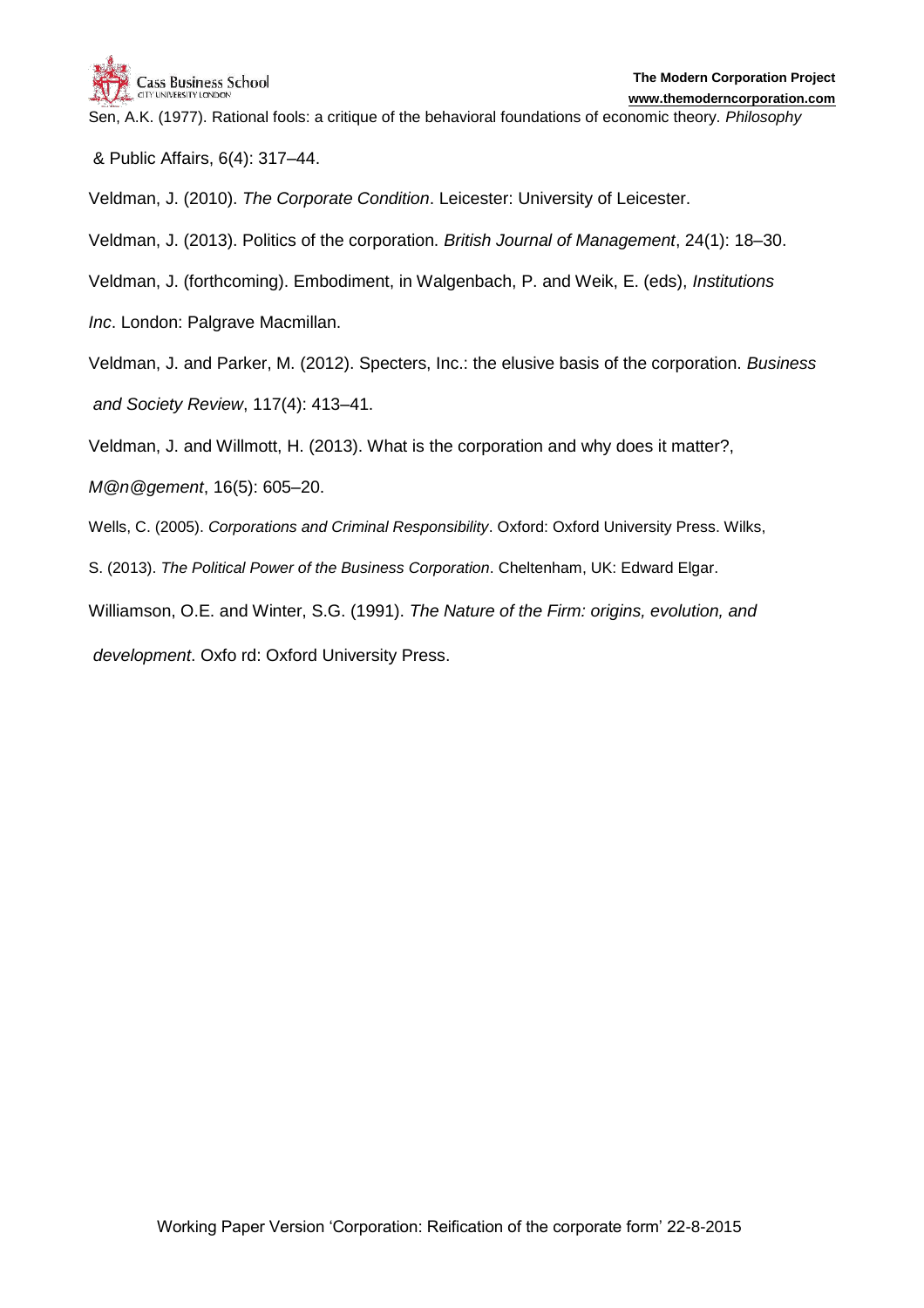Sen, A.K. (1977). Rational fools: a critique of the behavioral foundations of economic theory. *Philosophy & Public Affairs*, 6(4): 317–44.

Veldman, J. (2010). *The Corporate Condition*. Leicester: University of Leicester.

Veldman, J. (2013). Politics of the corporation. *British Journal of Management*, 24(1): 18–30.

Veldman, J. (forthcoming). Embodiment, in Walgenbach, P. and Weik, E. (eds), *Institutions Inc*. London: Palgrave Macmillan.

Veldman, J. and Parker, M. (2012). Specters, Inc.: the elusive basis of the corporation. *Business and Society Review*, 117(4): 413–41.

Veldman, J. and Willmott, H. (2013). What is the corporation and why does it matter?, *M@n@gement*, 16(5): 605–20.

Wells, C. (2005). *Corporations and Criminal Responsibility*. Oxford: Oxford University Press.

Wilks, S. (2013). *The Political Power of the Business Corporation*. Cheltenham, UK: Edward Elgar.

Williamson, O.E. and Winter, S.G. (1991). *The Nature of the Firm: origins, evolution, and development*. Oxfo rd: Oxford University Press.